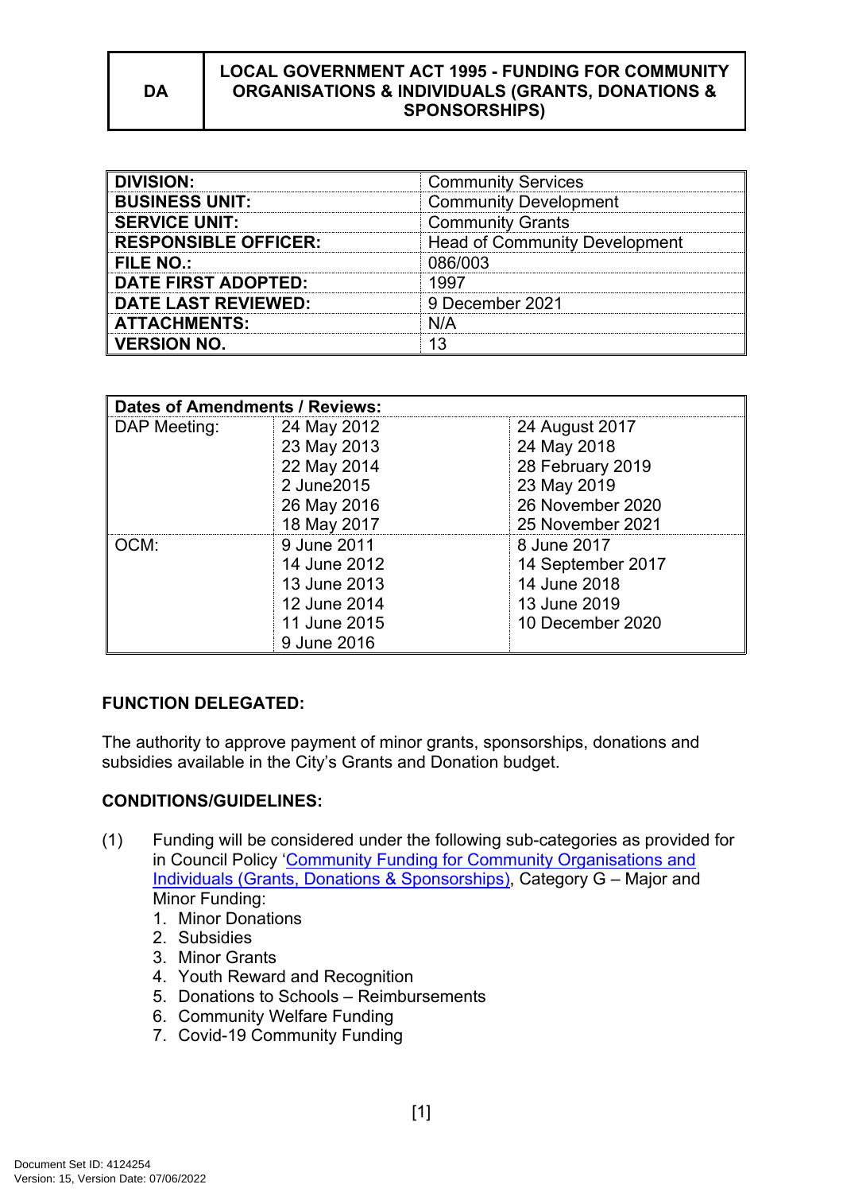| DA | LOCAL GOVERNMENT ACT 1995 - FUNDING FOR COMMUNITY ORGANISATIONS & INDIVIDUALS (GRANTS, DONATIONS & SPONSORSHIPS) |
|---|---|

| | |
|---|---|
| **DIVISION:** | Community Services |
| **BUSINESS UNIT:** | Community Development |
| **SERVICE UNIT:** | Community Grants |
| **RESPONSIBLE OFFICER:** | Head of Community Development |
| **FILE NO.:** | 086/003 |
| **DATE FIRST ADOPTED:** | 1997 |
| **DATE LAST REVIEWED:** | 9 December 2021 |
| **ATTACHMENTS:** | N/A |
| **VERSION NO.** | 13 |

| **Dates of Amendments / Reviews:** | | |
|---|---|---|
| DAP Meeting: | 24 May 2012<br>23 May 2013<br>22 May 2014<br>2 June2015<br>26 May 2016<br>18 May 2017 | 24 August 2017<br>24 May 2018<br>28 February 2019<br>23 May 2019<br>26 November 2020<br>25 November 2021 |
| OCM: | 9 June 2011<br>14 June 2012<br>13 June 2013<br>12 June 2014<br>11 June 2015<br>9 June 2016 | 8 June 2017<br>14 September 2017<br>14 June 2018<br>13 June 2019<br>10 December 2020 |

**FUNCTION DELEGATED:**

The authority to approve payment of minor grants, sponsorships, donations and subsidies available in the City's Grants and Donation budget.

**CONDITIONS/GUIDELINES:**

(1) Funding will be considered under the following sub-categories as provided for in Council Policy 'Community Funding for Community Organisations and Individuals (Grants, Donations & Sponsorships), Category G – Major and Minor Funding:

1. Minor Donations
2. Subsidies
3. Minor Grants
4. Youth Reward and Recognition
5. Donations to Schools – Reimbursements
6. Community Welfare Funding
7. Covid-19 Community Funding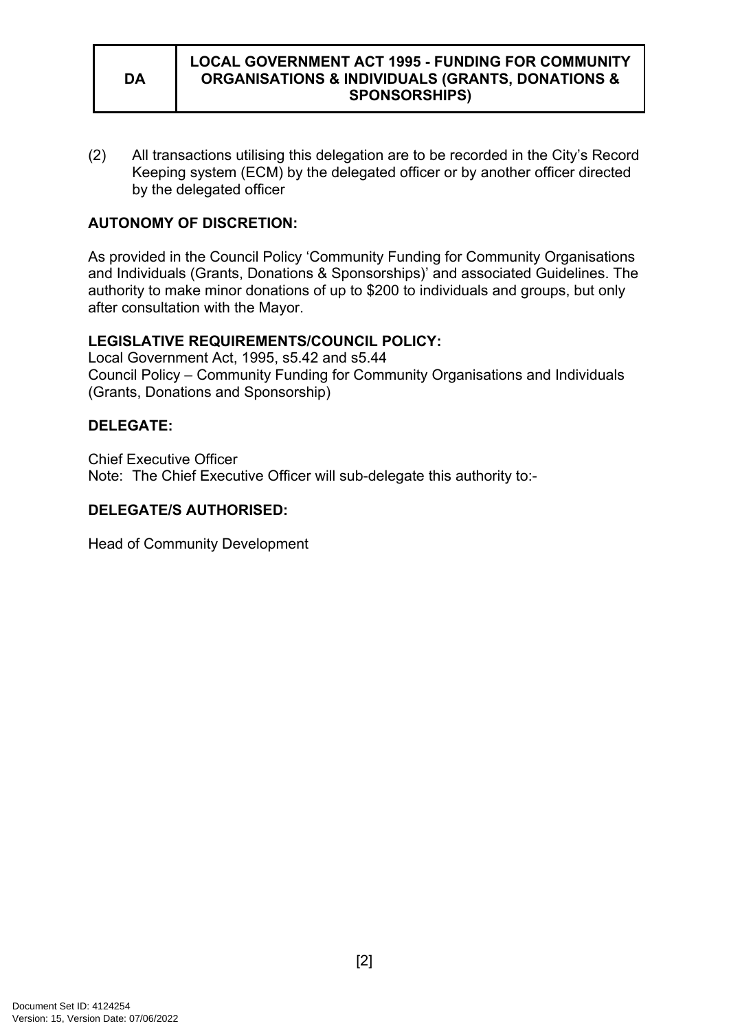| DA | LOCAL GOVERNMENT ACT 1995 - FUNDING FOR COMMUNITY ORGANISATIONS & INDIVIDUALS (GRANTS, DONATIONS & SPONSORSHIPS) |
|---|---|

(2) All transactions utilising this delegation are to be recorded in the City's Record Keeping system (ECM) by the delegated officer or by another officer directed by the delegated officer

**AUTONOMY OF DISCRETION:**

As provided in the Council Policy 'Community Funding for Community Organisations and Individuals (Grants, Donations & Sponsorships)' and associated Guidelines. The authority to make minor donations of up to $200 to individuals and groups, but only after consultation with the Mayor.

**LEGISLATIVE REQUIREMENTS/COUNCIL POLICY:**

Local Government Act, 1995, s5.42 and s5.44
Council Policy – Community Funding for Community Organisations and Individuals (Grants, Donations and Sponsorship)

**DELEGATE:**

Chief Executive Officer
Note: The Chief Executive Officer will sub-delegate this authority to:-

**DELEGATE/S AUTHORISED:**

Head of Community Development

Document Set ID: 4124254
Version: 15, Version Date: 07/06/2022